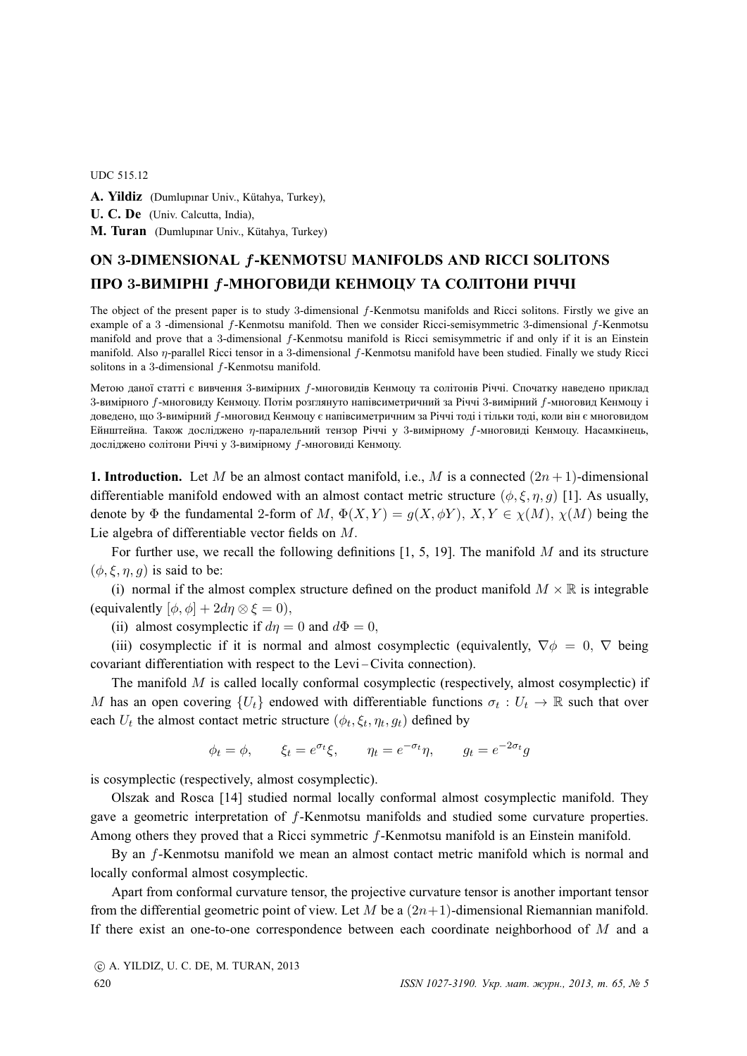UDC 515.12

**A. Yildiz** (Dumlupınar Univ., Kütahya, Turkey),
**U. C. De** (Univ. Calcutta, India),
**M. Turan** (Dumlupınar Univ., Kütahya, Turkey)

# ON 3-DIMENSIONAL $f$-KENMOTSU MANIFOLDS AND RICCI SOLITONS

# ПРО 3-ВИМІРНІ $f$-МНОГОВИДИ КЕНМОЦУ ТА СОЛІТОНИ РІЧЧІ

The object of the present paper is to study 3-dimensional $f$-Kenmotsu manifolds and Ricci solitons. Firstly we give an example of a 3 -dimensional $f$-Kenmotsu manifold. Then we consider Ricci-semisymmetric 3-dimensional $f$-Kenmotsu manifold and prove that a 3-dimensional $f$-Kenmotsu manifold is Ricci semisymmetric if and only if it is an Einstein manifold. Also $\eta$-parallel Ricci tensor in a 3-dimensional $f$-Kenmotsu manifold have been studied. Finally we study Ricci solitons in a 3-dimensional $f$-Kenmotsu manifold.

Метою даної статті є вивчення 3-вимірних $f$-многовидів Кенмоцу та солітонів Річчі. Спочатку наведено приклад 3-вимірного $f$-многовиду Кенмоцу. Потім розглянуто напівсиметричний за Річчі 3-вимірний $f$-многовид Кенмоцу і доведено, що 3-вимірний $f$-многовид Кенмоцу є напівсиметричним за Річчі тоді і тільки тоді, коли він є многовидом Ейнштейна. Також досліджено $\eta$-паралельний тензор Річчі у 3-вимірному $f$-многовиді Кенмоцу. Насамкінець, досліджено солітони Річчі у 3-вимірному $f$-многовиді Кенмоцу.

**1. Introduction.** Let $M$ be an almost contact manifold, i.e., $M$ is a connected $(2n+1)$-dimensional differentiable manifold endowed with an almost contact metric structure $(\phi, \xi, \eta, g)$ [1]. As usually, denote by $\Phi$ the fundamental 2-form of $M$, $\Phi(X,Y) = g(X, \phi Y)$, $X, Y \in \chi(M)$, $\chi(M)$ being the Lie algebra of differentiable vector fields on $M$.

For further use, we recall the following definitions [1, 5, 19]. The manifold $M$ and its structure $(\phi, \xi, \eta, g)$ is said to be:

(i) normal if the almost complex structure defined on the product manifold $M \times \mathbb{R}$ is integrable (equivalently $[\phi, \phi] + 2d\eta \otimes \xi = 0$),

(ii) almost cosymplectic if $d\eta = 0$ and $d\Phi = 0$,

(iii) cosymplectic if it is normal and almost cosymplectic (equivalently, $\nabla\phi = 0$, $\nabla$ being covariant differentiation with respect to the Levi – Civita connection).

The manifold $M$ is called locally conformal cosymplectic (respectively, almost cosymplectic) if $M$ has an open covering $\{U_t\}$ endowed with differentiable functions $\sigma_t : U_t \to \mathbb{R}$ such that over each $U_t$ the almost contact metric structure $(\phi_t, \xi_t, \eta_t, g_t)$ defined by

$$\phi_t = \phi, \qquad \xi_t = e^{\sigma_t}\xi, \qquad \eta_t = e^{-\sigma_t}\eta, \qquad g_t = e^{-2\sigma_t}g$$

is cosymplectic (respectively, almost cosymplectic).

Olszak and Rosca [14] studied normal locally conformal almost cosymplectic manifold. They gave a geometric interpretation of $f$-Kenmotsu manifolds and studied some curvature properties. Among others they proved that a Ricci symmetric $f$-Kenmotsu manifold is an Einstein manifold.

By an $f$-Kenmotsu manifold we mean an almost contact metric manifold which is normal and locally conformal almost cosymplectic.

Apart from conformal curvature tensor, the projective curvature tensor is another important tensor from the differential geometric point of view. Let $M$ be a $(2n+1)$-dimensional Riemannian manifold. If there exist an one-to-one correspondence between each coordinate neighborhood of $M$ and a

© A. YILDIZ, U. C. DE, M. TURAN, 2013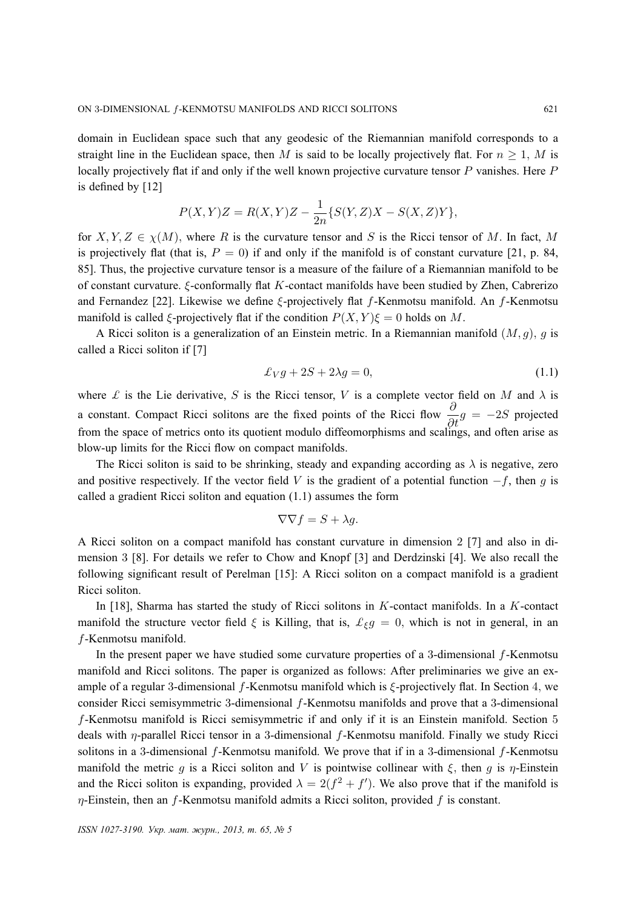domain in Euclidean space such that any geodesic of the Riemannian manifold corresponds to a straight line in the Euclidean space, then $M$ is said to be locally projectively flat. For $n \geq 1$, $M$ is locally projectively flat if and only if the well known projective curvature tensor $P$ vanishes. Here $P$ is defined by [12]

$$P(X,Y)Z = R(X,Y)Z - \frac{1}{2n}\{S(Y,Z)X - S(X,Z)Y\},$$

for $X, Y, Z \in \chi(M)$, where $R$ is the curvature tensor and $S$ is the Ricci tensor of $M$. In fact, $M$ is projectively flat (that is, $P = 0$) if and only if the manifold is of constant curvature [21, p. 84, 85]. Thus, the projective curvature tensor is a measure of the failure of a Riemannian manifold to be of constant curvature. $\xi$-conformally flat $K$-contact manifolds have been studied by Zhen, Cabrerizo and Fernandez [22]. Likewise we define $\xi$-projectively flat $f$-Kenmotsu manifold. An $f$-Kenmotsu manifold is called $\xi$-projectively flat if the condition $P(X,Y)\xi = 0$ holds on $M$.

A Ricci soliton is a generalization of an Einstein metric. In a Riemannian manifold $(M, g)$, $g$ is called a Ricci soliton if [7]

$$\pounds_V g + 2S + 2\lambda g = 0, \tag{1.1}$$

where $\pounds$ is the Lie derivative, $S$ is the Ricci tensor, $V$ is a complete vector field on $M$ and $\lambda$ is a constant. Compact Ricci solitons are the fixed points of the Ricci flow $\dfrac{\partial}{\partial t}g = -2S$ projected from the space of metrics onto its quotient modulo diffeomorphisms and scalings, and often arise as blow-up limits for the Ricci flow on compact manifolds.

The Ricci soliton is said to be shrinking, steady and expanding according as $\lambda$ is negative, zero and positive respectively. If the vector field $V$ is the gradient of a potential function $-f$, then $g$ is called a gradient Ricci soliton and equation (1.1) assumes the form

$$\nabla\nabla f = S + \lambda g.$$

A Ricci soliton on a compact manifold has constant curvature in dimension 2 [7] and also in dimension 3 [8]. For details we refer to Chow and Knopf [3] and Derdzinski [4]. We also recall the following significant result of Perelman [15]: A Ricci soliton on a compact manifold is a gradient Ricci soliton.

In [18], Sharma has started the study of Ricci solitons in $K$-contact manifolds. In a $K$-contact manifold the structure vector field $\xi$ is Killing, that is, $\pounds_\xi g = 0$, which is not in general, in an $f$-Kenmotsu manifold.

In the present paper we have studied some curvature properties of a 3-dimensional $f$-Kenmotsu manifold and Ricci solitons. The paper is organized as follows: After preliminaries we give an example of a regular 3-dimensional $f$-Kenmotsu manifold which is $\xi$-projectively flat. In Section 4, we consider Ricci semisymmetric 3-dimensional $f$-Kenmotsu manifolds and prove that a 3-dimensional $f$-Kenmotsu manifold is Ricci semisymmetric if and only if it is an Einstein manifold. Section 5 deals with $\eta$-parallel Ricci tensor in a 3-dimensional $f$-Kenmotsu manifold. Finally we study Ricci solitons in a 3-dimensional $f$-Kenmotsu manifold. We prove that if in a 3-dimensional $f$-Kenmotsu manifold the metric $g$ is a Ricci soliton and $V$ is pointwise collinear with $\xi$, then $g$ is $\eta$-Einstein and the Ricci soliton is expanding, provided $\lambda = 2(f^2 + f')$. We also prove that if the manifold is $\eta$-Einstein, then an $f$-Kenmotsu manifold admits a Ricci soliton, provided $f$ is constant.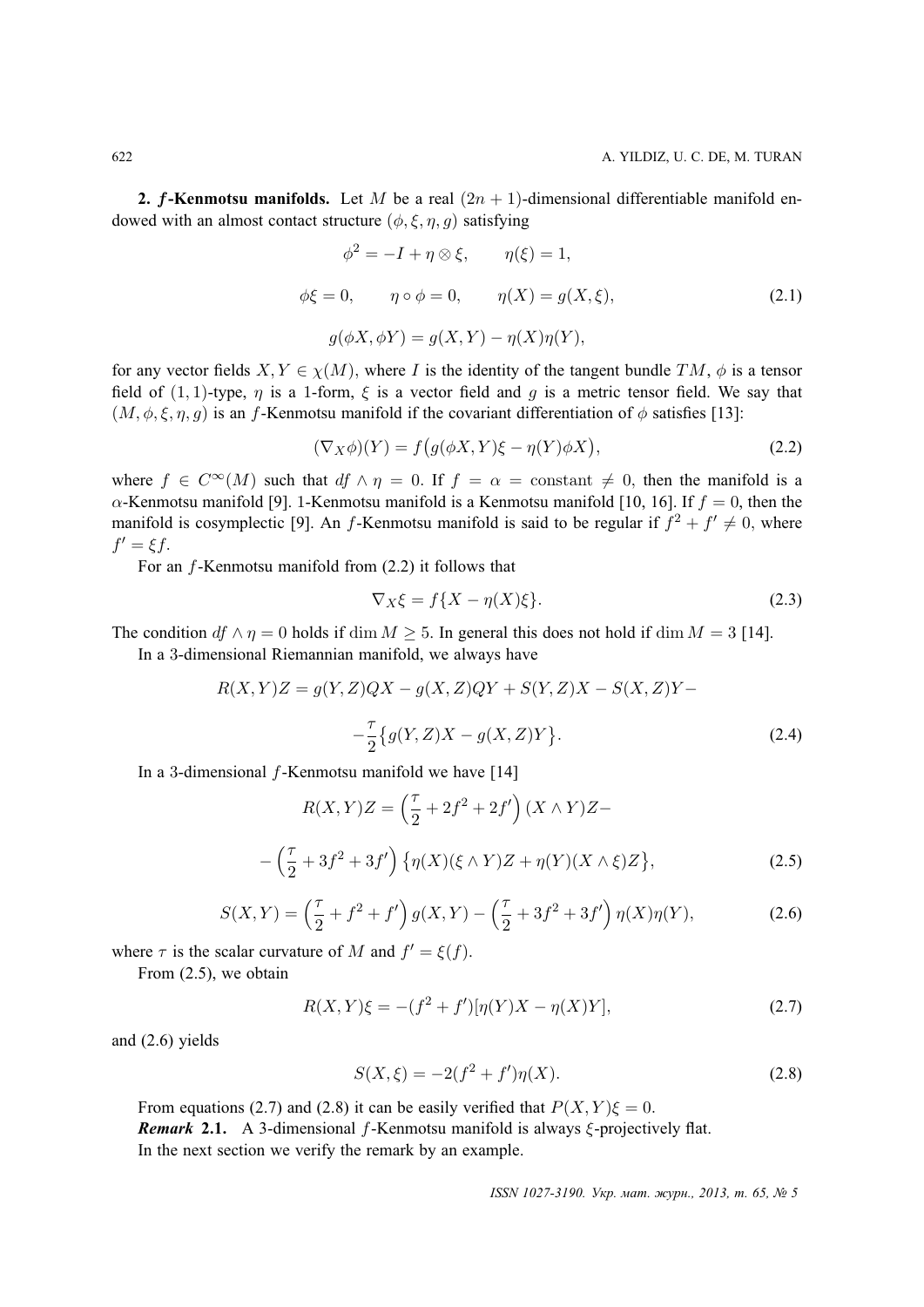**2. *f*-Kenmotsu manifolds.** Let $M$ be a real $(2n+1)$-dimensional differentiable manifold endowed with an almost contact structure $(\phi, \xi, \eta, g)$ satisfying

$$\phi^2 = -I + \eta \otimes \xi, \qquad \eta(\xi) = 1,$$

$$\phi\xi = 0, \qquad \eta \circ \phi = 0, \qquad \eta(X) = g(X, \xi), \tag{2.1}$$

$$g(\phi X, \phi Y) = g(X, Y) - \eta(X)\eta(Y),$$

for any vector fields $X, Y \in \chi(M)$, where $I$ is the identity of the tangent bundle $TM$, $\phi$ is a tensor field of $(1,1)$-type, $\eta$ is a 1-form, $\xi$ is a vector field and $g$ is a metric tensor field. We say that $(M, \phi, \xi, \eta, g)$ is an $f$-Kenmotsu manifold if the covariant differentiation of $\phi$ satisfies [13]:

$$(\nabla_X \phi)(Y) = f\big(g(\phi X, Y)\xi - \eta(Y)\phi X\big), \tag{2.2}$$

where $f \in C^\infty(M)$ such that $df \wedge \eta = 0$. If $f = \alpha = \text{constant} \neq 0$, then the manifold is a $\alpha$-Kenmotsu manifold [9]. 1-Kenmotsu manifold is a Kenmotsu manifold [10, 16]. If $f = 0$, then the manifold is cosymplectic [9]. An $f$-Kenmotsu manifold is said to be regular if $f^2 + f' \neq 0$, where $f' = \xi f$.

For an $f$-Kenmotsu manifold from (2.2) it follows that

$$\nabla_X \xi = f\{X - \eta(X)\xi\}. \tag{2.3}$$

The condition $df \wedge \eta = 0$ holds if $\dim M \geq 5$. In general this does not hold if $\dim M = 3$ [14].

In a 3-dimensional Riemannian manifold, we always have

$$R(X,Y)Z = g(Y,Z)QX - g(X,Z)QY + S(Y,Z)X - S(X,Z)Y -$$

$$-\frac{\tau}{2}\big\{g(Y,Z)X - g(X,Z)Y\big\}. \tag{2.4}$$

In a 3-dimensional $f$-Kenmotsu manifold we have [14]

$$R(X,Y)Z = \Big(\frac{\tau}{2} + 2f^2 + 2f'\Big)(X \wedge Y)Z -$$

$$-\Big(\frac{\tau}{2} + 3f^2 + 3f'\Big)\big\{\eta(X)(\xi \wedge Y)Z + \eta(Y)(X \wedge \xi)Z\big\}, \tag{2.5}$$

$$S(X,Y) = \Big(\frac{\tau}{2} + f^2 + f'\Big)g(X,Y) - \Big(\frac{\tau}{2} + 3f^2 + 3f'\Big)\eta(X)\eta(Y), \tag{2.6}$$

where $\tau$ is the scalar curvature of $M$ and $f' = \xi(f)$.

From (2.5), we obtain

$$R(X,Y)\xi = -(f^2 + f')[\eta(Y)X - \eta(X)Y], \tag{2.7}$$

and (2.6) yields

$$S(X,\xi) = -2(f^2 + f')\eta(X). \tag{2.8}$$

From equations (2.7) and (2.8) it can be easily verified that $P(X,Y)\xi = 0$.

***Remark* 2.1.** A 3-dimensional $f$-Kenmotsu manifold is always $\xi$-projectively flat.

In the next section we verify the remark by an example.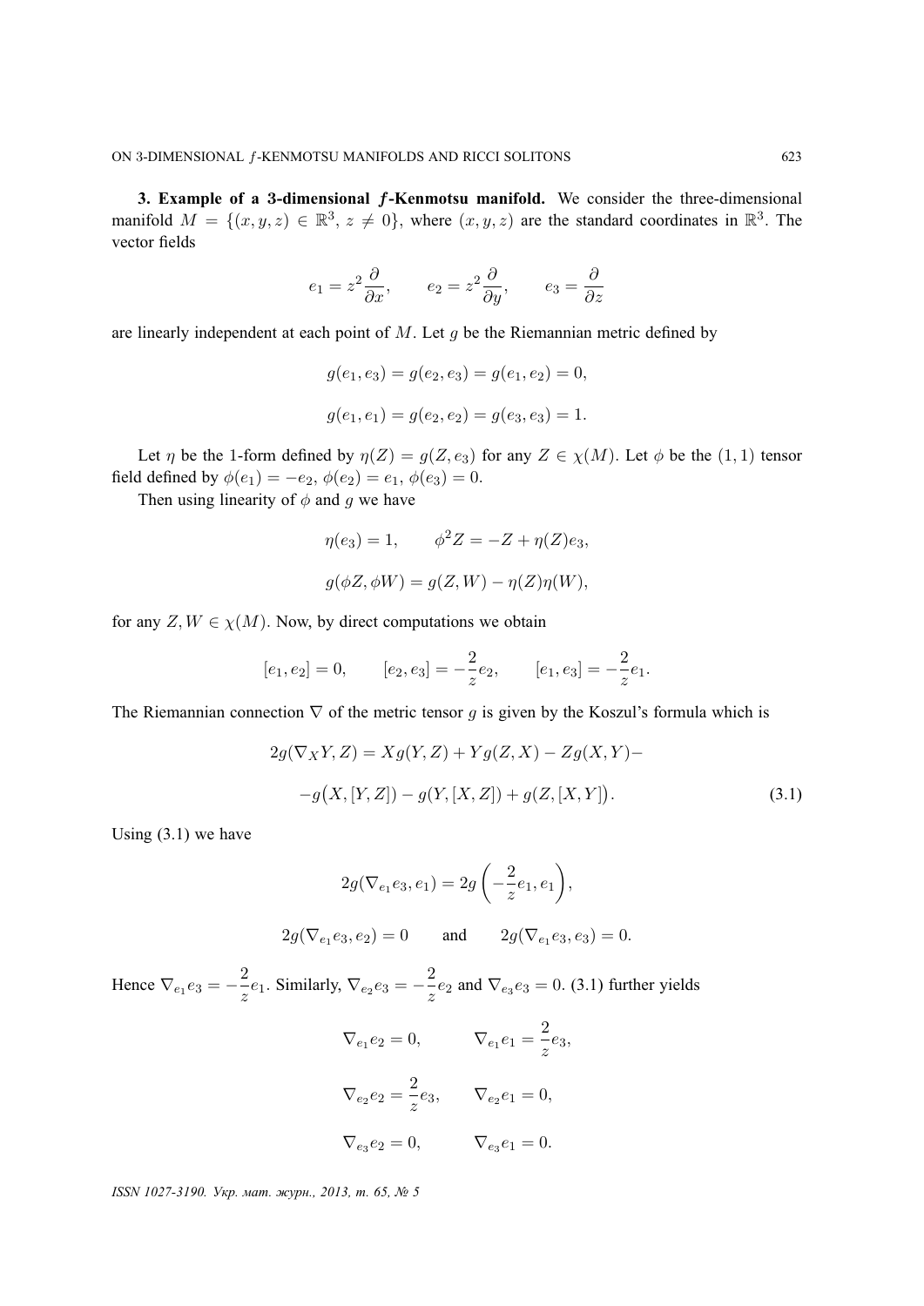**3. Example of a 3-dimensional $f$-Kenmotsu manifold.** We consider the three-dimensional manifold $M = \{(x, y, z) \in \mathbb{R}^3,\ z \neq 0\}$, where $(x, y, z)$ are the standard coordinates in $\mathbb{R}^3$. The vector fields

$$e_1 = z^2 \frac{\partial}{\partial x}, \qquad e_2 = z^2 \frac{\partial}{\partial y}, \qquad e_3 = \frac{\partial}{\partial z}$$

are linearly independent at each point of $M$. Let $g$ be the Riemannian metric defined by

$$g(e_1, e_3) = g(e_2, e_3) = g(e_1, e_2) = 0,$$

$$g(e_1, e_1) = g(e_2, e_2) = g(e_3, e_3) = 1.$$

Let $\eta$ be the 1-form defined by $\eta(Z) = g(Z, e_3)$ for any $Z \in \chi(M)$. Let $\phi$ be the $(1, 1)$ tensor field defined by $\phi(e_1) = -e_2$, $\phi(e_2) = e_1$, $\phi(e_3) = 0$.

Then using linearity of $\phi$ and $g$ we have

$$\eta(e_3) = 1, \qquad \phi^2 Z = -Z + \eta(Z) e_3,$$

$$g(\phi Z, \phi W) = g(Z, W) - \eta(Z)\eta(W),$$

for any $Z, W \in \chi(M)$. Now, by direct computations we obtain

$$[e_1, e_2] = 0, \qquad [e_2, e_3] = -\frac{2}{z} e_2, \qquad [e_1, e_3] = -\frac{2}{z} e_1.$$

The Riemannian connection $\nabla$ of the metric tensor $g$ is given by the Koszul's formula which is

$$2g(\nabla_X Y, Z) = Xg(Y, Z) + Yg(Z, X) - Zg(X, Y) -$$

$$-g\big(X, [Y, Z]\big) - g(Y, [X, Z]) + g(Z, [X, Y]\big). \tag{3.1}$$

Using (3.1) we have

$$2g(\nabla_{e_1} e_3, e_1) = 2g\left(-\frac{2}{z} e_1, e_1\right),$$

$$2g(\nabla_{e_1} e_3, e_2) = 0 \qquad \text{and} \qquad 2g(\nabla_{e_1} e_3, e_3) = 0.$$

Hence $\nabla_{e_1} e_3 = -\frac{2}{z} e_1$. Similarly, $\nabla_{e_2} e_3 = -\frac{2}{z} e_2$ and $\nabla_{e_3} e_3 = 0$. (3.1) further yields

$$\nabla_{e_1} e_2 = 0, \qquad \nabla_{e_1} e_1 = \frac{2}{z} e_3,$$

$$\nabla_{e_2} e_2 = \frac{2}{z} e_3, \qquad \nabla_{e_2} e_1 = 0,$$

$$\nabla_{e_3} e_2 = 0, \qquad \nabla_{e_3} e_1 = 0.$$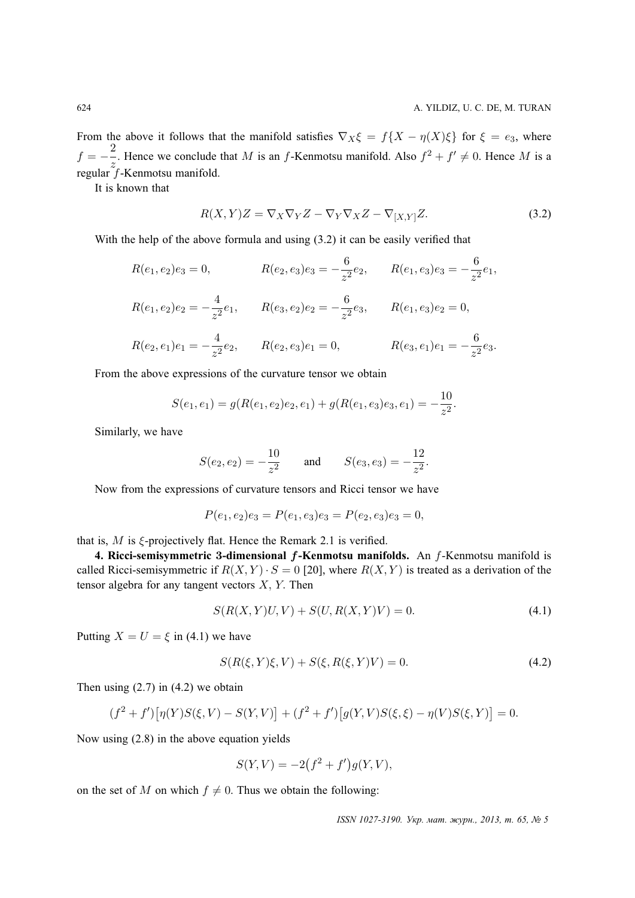From the above it follows that the manifold satisfies $\nabla_X \xi = f\{X - \eta(X)\xi\}$ for $\xi = e_3$, where $f = -\frac{2}{z}$. Hence we conclude that $M$ is an $f$-Kenmotsu manifold. Also $f^2 + f' \neq 0$. Hence $M$ is a regular $f$-Kenmotsu manifold.

It is known that

$$R(X,Y)Z = \nabla_X \nabla_Y Z - \nabla_Y \nabla_X Z - \nabla_{[X,Y]} Z. \tag{3.2}$$

With the help of the above formula and using (3.2) it can be easily verified that

$$R(e_1,e_2)e_3 = 0, \qquad R(e_2,e_3)e_3 = -\frac{6}{z^2}e_2, \qquad R(e_1,e_3)e_3 = -\frac{6}{z^2}e_1,$$

$$R(e_1,e_2)e_2 = -\frac{4}{z^2}e_1, \qquad R(e_3,e_2)e_2 = -\frac{6}{z^2}e_3, \qquad R(e_1,e_3)e_2 = 0,$$

$$R(e_2,e_1)e_1 = -\frac{4}{z^2}e_2, \qquad R(e_2,e_3)e_1 = 0, \qquad R(e_3,e_1)e_1 = -\frac{6}{z^2}e_3.$$

From the above expressions of the curvature tensor we obtain

$$S(e_1,e_1) = g(R(e_1,e_2)e_2,e_1) + g(R(e_1,e_3)e_3,e_1) = -\frac{10}{z^2}.$$

Similarly, we have

$$S(e_2,e_2) = -\frac{10}{z^2} \qquad \text{and} \qquad S(e_3,e_3) = -\frac{12}{z^2}.$$

Now from the expressions of curvature tensors and Ricci tensor we have

$$P(e_1,e_2)e_3 = P(e_1,e_3)e_3 = P(e_2,e_3)e_3 = 0,$$

that is, $M$ is $\xi$-projectively flat. Hence the Remark 2.1 is verified.

**4. Ricci-semisymmetric 3-dimensional *f*-Kenmotsu manifolds.** An $f$-Kenmotsu manifold is called Ricci-semisymmetric if $R(X,Y)\cdot S = 0$ [20], where $R(X,Y)$ is treated as a derivation of the tensor algebra for any tangent vectors $X$, $Y$. Then

$$S(R(X,Y)U,V) + S(U,R(X,Y)V) = 0. \tag{4.1}$$

Putting $X = U = \xi$ in (4.1) we have

$$S(R(\xi,Y)\xi,V) + S(\xi,R(\xi,Y)V) = 0. \tag{4.2}$$

Then using (2.7) in (4.2) we obtain

$$(f^2 + f')\big[\eta(Y)S(\xi,V) - S(Y,V)\big] + (f^2 + f')\big[g(Y,V)S(\xi,\xi) - \eta(V)S(\xi,Y)\big] = 0.$$

Now using (2.8) in the above equation yields

$$S(Y,V) = -2\big(f^2 + f'\big)g(Y,V),$$

on the set of $M$ on which $f \neq 0$. Thus we obtain the following: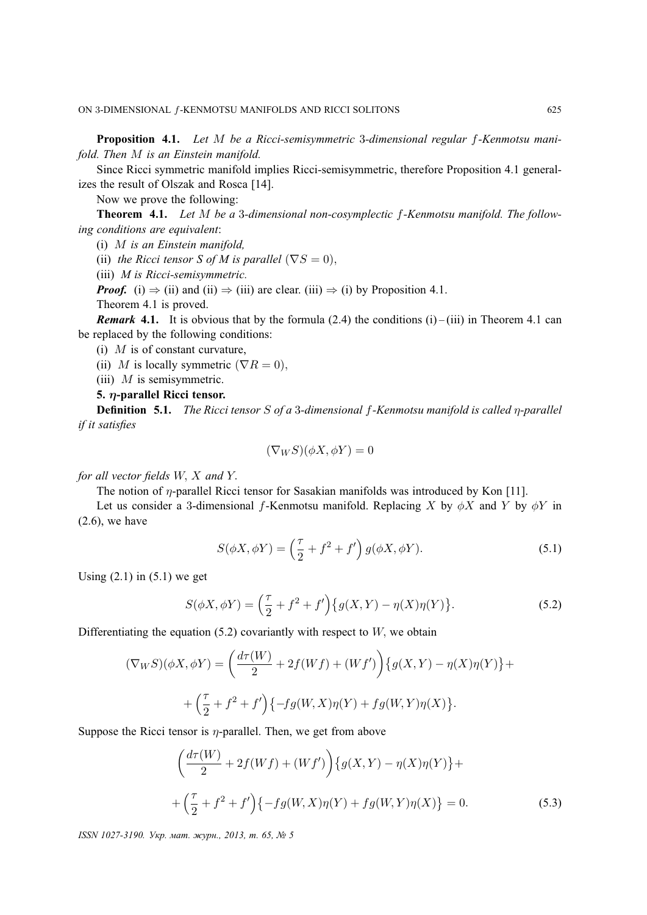**Proposition 4.1.** *Let $M$ be a Ricci-semisymmetric 3-dimensional regular $f$-Kenmotsu manifold. Then $M$ is an Einstein manifold.*

Since Ricci symmetric manifold implies Ricci-semisymmetric, therefore Proposition 4.1 generalizes the result of Olszak and Rosca [14].

Now we prove the following:

**Theorem 4.1.** *Let $M$ be a 3-dimensional non-cosymplectic $f$-Kenmotsu manifold. The following conditions are equivalent*:

(i) *$M$ is an Einstein manifold,*

(ii) *the Ricci tensor $S$ of $M$ is parallel ($\nabla S = 0$),*

(iii) *$M$ is Ricci-semisymmetric.*

***Proof.*** (i) $\Rightarrow$ (ii) and (ii) $\Rightarrow$ (iii) are clear. (iii) $\Rightarrow$ (i) by Proposition 4.1.

Theorem 4.1 is proved.

***Remark* 4.1.** It is obvious that by the formula (2.4) the conditions (i) – (iii) in Theorem 4.1 can be replaced by the following conditions:

(i) $M$ is of constant curvature,

(ii) $M$ is locally symmetric ($\nabla R = 0$),

(iii) $M$ is semisymmetric.

## 5. $\eta$-parallel Ricci tensor.

**Definition 5.1.** *The Ricci tensor $S$ of a 3-dimensional $f$-Kenmotsu manifold is called $\eta$-parallel if it satisfies*

$$(\nabla_W S)(\phi X, \phi Y) = 0$$

*for all vector fields $W$, $X$ and $Y$.*

The notion of $\eta$-parallel Ricci tensor for Sasakian manifolds was introduced by Kon [11].

Let us consider a 3-dimensional $f$-Kenmotsu manifold. Replacing $X$ by $\phi X$ and $Y$ by $\phi Y$ in (2.6), we have

$$S(\phi X, \phi Y) = \left(\frac{\tau}{2} + f^2 + f'\right) g(\phi X, \phi Y). \tag{5.1}$$

Using (2.1) in (5.1) we get

$$S(\phi X, \phi Y) = \left(\frac{\tau}{2} + f^2 + f'\right)\bigl\{g(X, Y) - \eta(X)\eta(Y)\bigr\}. \tag{5.2}$$

Differentiating the equation (5.2) covariantly with respect to $W$, we obtain

$$(\nabla_W S)(\phi X, \phi Y) = \left(\frac{d\tau(W)}{2} + 2f(Wf) + (Wf')\right)\bigl\{g(X, Y) - \eta(X)\eta(Y)\bigr\} +$$

$$+ \left(\frac{\tau}{2} + f^2 + f'\right)\bigl\{-fg(W, X)\eta(Y) + fg(W, Y)\eta(X)\bigr\}.$$

Suppose the Ricci tensor is $\eta$-parallel. Then, we get from above

$$\left(\frac{d\tau(W)}{2} + 2f(Wf) + (Wf')\right)\bigl\{g(X, Y) - \eta(X)\eta(Y)\bigr\} +$$

$$+ \left(\frac{\tau}{2} + f^2 + f'\right)\bigl\{-fg(W, X)\eta(Y) + fg(W, Y)\eta(X)\bigr\} = 0. \tag{5.3}$$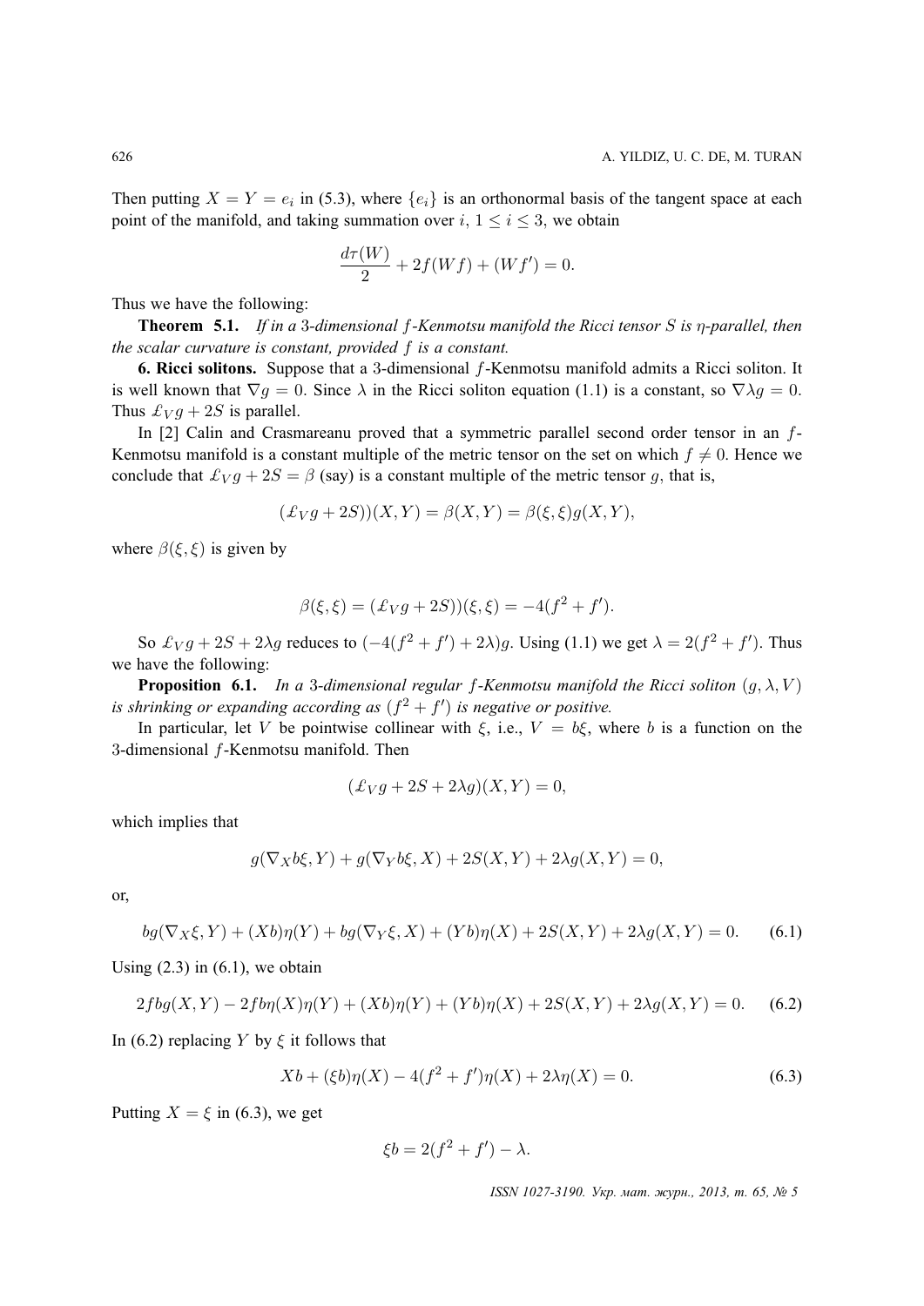Then putting $X = Y = e_i$ in (5.3), where $\{e_i\}$ is an orthonormal basis of the tangent space at each point of the manifold, and taking summation over $i$, $1 \leq i \leq 3$, we obtain

$$\frac{d\tau(W)}{2} + 2f(Wf) + (Wf') = 0.$$

Thus we have the following:

**Theorem 5.1.** *If in a 3-dimensional $f$-Kenmotsu manifold the Ricci tensor $S$ is $\eta$-parallel, then the scalar curvature is constant, provided $f$ is a constant.*

**6. Ricci solitons.** Suppose that a 3-dimensional $f$-Kenmotsu manifold admits a Ricci soliton. It is well known that $\nabla g = 0$. Since $\lambda$ in the Ricci soliton equation (1.1) is a constant, so $\nabla \lambda g = 0$. Thus $\pounds_V g + 2S$ is parallel.

In [2] Calin and Crasmareanu proved that a symmetric parallel second order tensor in an $f$-Kenmotsu manifold is a constant multiple of the metric tensor on the set on which $f \neq 0$. Hence we conclude that $\pounds_V g + 2S = \beta$ (say) is a constant multiple of the metric tensor $g$, that is,

$$(\pounds_V g + 2S))(X, Y) = \beta(X, Y) = \beta(\xi, \xi)g(X, Y),$$

where $\beta(\xi, \xi)$ is given by

$$\beta(\xi, \xi) = (\pounds_V g + 2S))(\xi, \xi) = -4(f^2 + f').$$

So $\pounds_V g + 2S + 2\lambda g$ reduces to $(-4(f^2 + f') + 2\lambda)g$. Using (1.1) we get $\lambda = 2(f^2 + f')$. Thus we have the following:

**Proposition 6.1.** *In a 3-dimensional regular $f$-Kenmotsu manifold the Ricci soliton $(g, \lambda, V)$ is shrinking or expanding according as $(f^2 + f')$ is negative or positive.*

In particular, let $V$ be pointwise collinear with $\xi$, i.e., $V = b\xi$, where $b$ is a function on the 3-dimensional $f$-Kenmotsu manifold. Then

$$(\pounds_V g + 2S + 2\lambda g)(X, Y) = 0,$$

which implies that

$$g(\nabla_X b\xi, Y) + g(\nabla_Y b\xi, X) + 2S(X, Y) + 2\lambda g(X, Y) = 0,$$

or,

$$bg(\nabla_X \xi, Y) + (Xb)\eta(Y) + bg(\nabla_Y \xi, X) + (Yb)\eta(X) + 2S(X, Y) + 2\lambda g(X, Y) = 0. \tag{6.1}$$

Using (2.3) in (6.1), we obtain

$$2fbg(X, Y) - 2fb\eta(X)\eta(Y) + (Xb)\eta(Y) + (Yb)\eta(X) + 2S(X, Y) + 2\lambda g(X, Y) = 0. \tag{6.2}$$

In (6.2) replacing $Y$ by $\xi$ it follows that

$$Xb + (\xi b)\eta(X) - 4(f^2 + f')\eta(X) + 2\lambda\eta(X) = 0. \tag{6.3}$$

Putting $X = \xi$ in (6.3), we get

$$\xi b = 2(f^2 + f') - \lambda.$$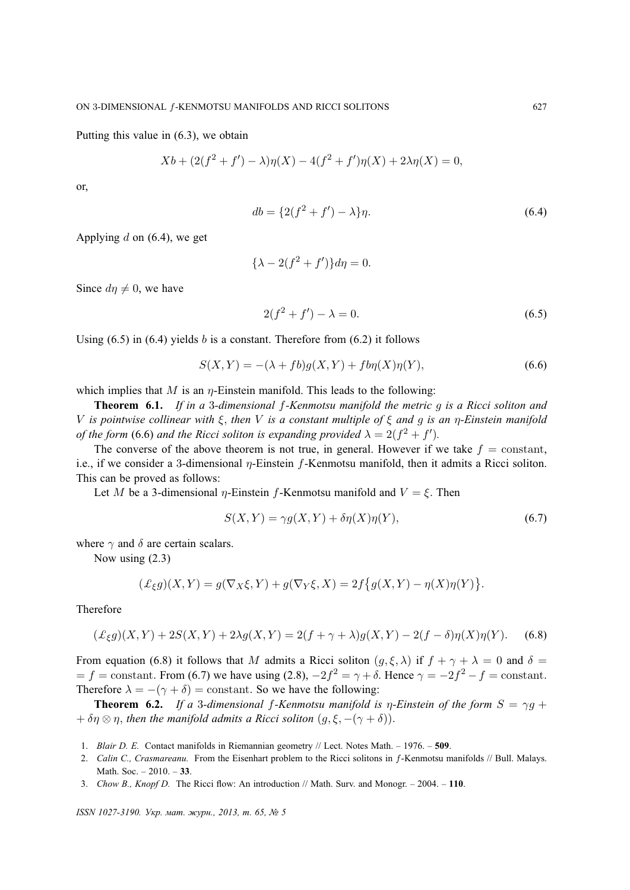Putting this value in (6.3), we obtain

$$Xb + (2(f^2 + f') - \lambda)\eta(X) - 4(f^2 + f')\eta(X) + 2\lambda\eta(X) = 0,$$

or,

$$db = \{2(f^2 + f') - \lambda\}\eta. \tag{6.4}$$

Applying $d$ on (6.4), we get

$$\{\lambda - 2(f^2 + f')\}d\eta = 0.$$

Since $d\eta \neq 0$, we have

$$2(f^2 + f') - \lambda = 0. \tag{6.5}$$

Using (6.5) in (6.4) yields $b$ is a constant. Therefore from (6.2) it follows

$$S(X, Y) = -(\lambda + fb)g(X, Y) + fb\eta(X)\eta(Y), \tag{6.6}$$

which implies that $M$ is an $\eta$-Einstein manifold. This leads to the following:

**Theorem 6.1.** *If in a 3-dimensional $f$-Kenmotsu manifold the metric $g$ is a Ricci soliton and $V$ is pointwise collinear with $\xi$, then $V$ is a constant multiple of $\xi$ and $g$ is an $\eta$-Einstein manifold of the form* (6.6) *and the Ricci soliton is expanding provided $\lambda = 2(f^2 + f')$.*

The converse of the above theorem is not true, in general. However if we take $f = \text{constant}$, i.e., if we consider a 3-dimensional $\eta$-Einstein $f$-Kenmotsu manifold, then it admits a Ricci soliton. This can be proved as follows:

Let $M$ be a 3-dimensional $\eta$-Einstein $f$-Kenmotsu manifold and $V = \xi$. Then

$$S(X, Y) = \gamma g(X, Y) + \delta\eta(X)\eta(Y), \tag{6.7}$$

where $\gamma$ and $\delta$ are certain scalars.

Now using (2.3)

$$(\pounds_\xi g)(X, Y) = g(\nabla_X \xi, Y) + g(\nabla_Y \xi, X) = 2f\big\{g(X, Y) - \eta(X)\eta(Y)\big\}.$$

Therefore

$$(\pounds_\xi g)(X, Y) + 2S(X, Y) + 2\lambda g(X, Y) = 2(f + \gamma + \lambda)g(X, Y) - 2(f - \delta)\eta(X)\eta(Y). \tag{6.8}$$

From equation (6.8) it follows that $M$ admits a Ricci soliton $(g, \xi, \lambda)$ if $f + \gamma + \lambda = 0$ and $\delta = f = \text{constant}$. From (6.7) we have using (2.8), $-2f^2 = \gamma + \delta$. Hence $\gamma = -2f^2 - f = \text{constant}$. Therefore $\lambda = -(\gamma + \delta) = \text{constant}$. So we have the following:

**Theorem 6.2.** *If a 3-dimensional $f$-Kenmotsu manifold is $\eta$-Einstein of the form $S = \gamma g + \delta\eta \otimes \eta$, then the manifold admits a Ricci soliton $(g, \xi, -(\gamma + \delta))$.*

1. *Blair D. E.* Contact manifolds in Riemannian geometry // Lect. Notes Math. – 1976. – **509**.
2. *Calin C., Crasmareanu.* From the Eisenhart problem to the Ricci solitons in $f$-Kenmotsu manifolds // Bull. Malays. Math. Soc. – 2010. – **33**.
3. *Chow B., Knopf D.* The Ricci flow: An introduction // Math. Surv. and Monogr. – 2004. – **110**.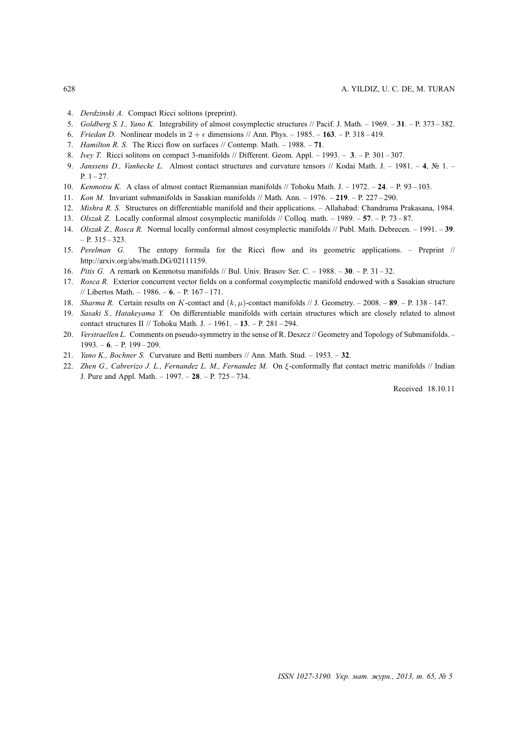4. *Derdzinski A.* Compact Ricci solitons (preprint).
5. *Goldberg S. I., Yano K.* Integrability of almost cosymplectic structures // Pacif. J. Math. – 1969. – **31**. – P. 373 – 382.
6. *Friedan D.* Nonlinear models in $2 + \epsilon$ dimensions // Ann. Phys. – 1985. – **163**. – P. 318 – 419.
7. *Hamilton R. S.* The Ricci flow on surfaces // Contemp. Math. – 1988. – **71**.
8. *Ivey T.* Ricci solitons on compact 3-manifolds // Different. Geom. Appl. – 1993. – **3**. – P. 301 – 307.
9. *Janssens D., Vanhecke L.* Almost contact structures and curvature tensors // Kodai Math. J. – 1981. – **4**, № 1. – P. 1 – 27.
10. *Kenmotsu K.* A class of almost contact Riemannian manifolds // Tohoku Math. J. – 1972. – **24**. – P. 93 – 103.
11. *Kon M.* Invariant submanifolds in Sasakian manifolds // Math. Ann. – 1976. – **219**. – P. 227 – 290.
12. *Mishra R. S.* Structures on differentiable manifold and their applications. – Allahabad: Chandrama Prakasana, 1984.
13. *Olszak Z.* Locally conformal almost cosymplectic manifolds // Colloq. math. – 1989. – **57**. – P. 73 – 87.
14. *Olszak Z., Rosca R.* Normal locally conformal almost cosymplectic manifolds // Publ. Math. Debrecen. – 1991. – **39**. – P. 315 – 323.
15. *Perelman G.* The entopy formula for the Ricci flow and its geometric applications. – Preprint // http://arxiv.org/abs/math.DG/02111159.
16. *Pitis G.* A remark on Kenmotsu manifolds // Bul. Univ. Brasov Ser. C. – 1988. – **30**. – P. 31 – 32.
17. *Rosca R.* Exterior concurrent vector fields on a conformal cosymplectic manifold endowed with a Sasakian structure // Libertos Math. – 1986. – **6**. – P. 167 – 171.
18. *Sharma R.* Certain results on $K$-contact and $(k, \mu)$-contact manifolds // J. Geometry. – 2008. – **89**. – P. 138 – 147.
19. *Sasaki S., Hatakeyama Y.* On differentiable manifolds with certain structures which are closely related to almost contact structures II // Tohoku Math. J. – 1961. – **13**. – P. 281 – 294.
20. *Verstraellen L.* Comments on pseudo-symmetry in the sense of R. Deszcz // Geometry and Topology of Submanifolds. – 1993. – **6**. – P. 199 – 209.
21. *Yano K., Bochner S.* Curvature and Betti numbers // Ann. Math. Stud. – 1953. – **32**.
22. *Zhen G., Cabrerizo J. L., Fernandez L. M., Fernandez M.* On $\xi$-conformally flat contact metric manifolds // Indian J. Pure and Appl. Math. – 1997. – **28**. – P. 725 – 734.

Received 18.10.11